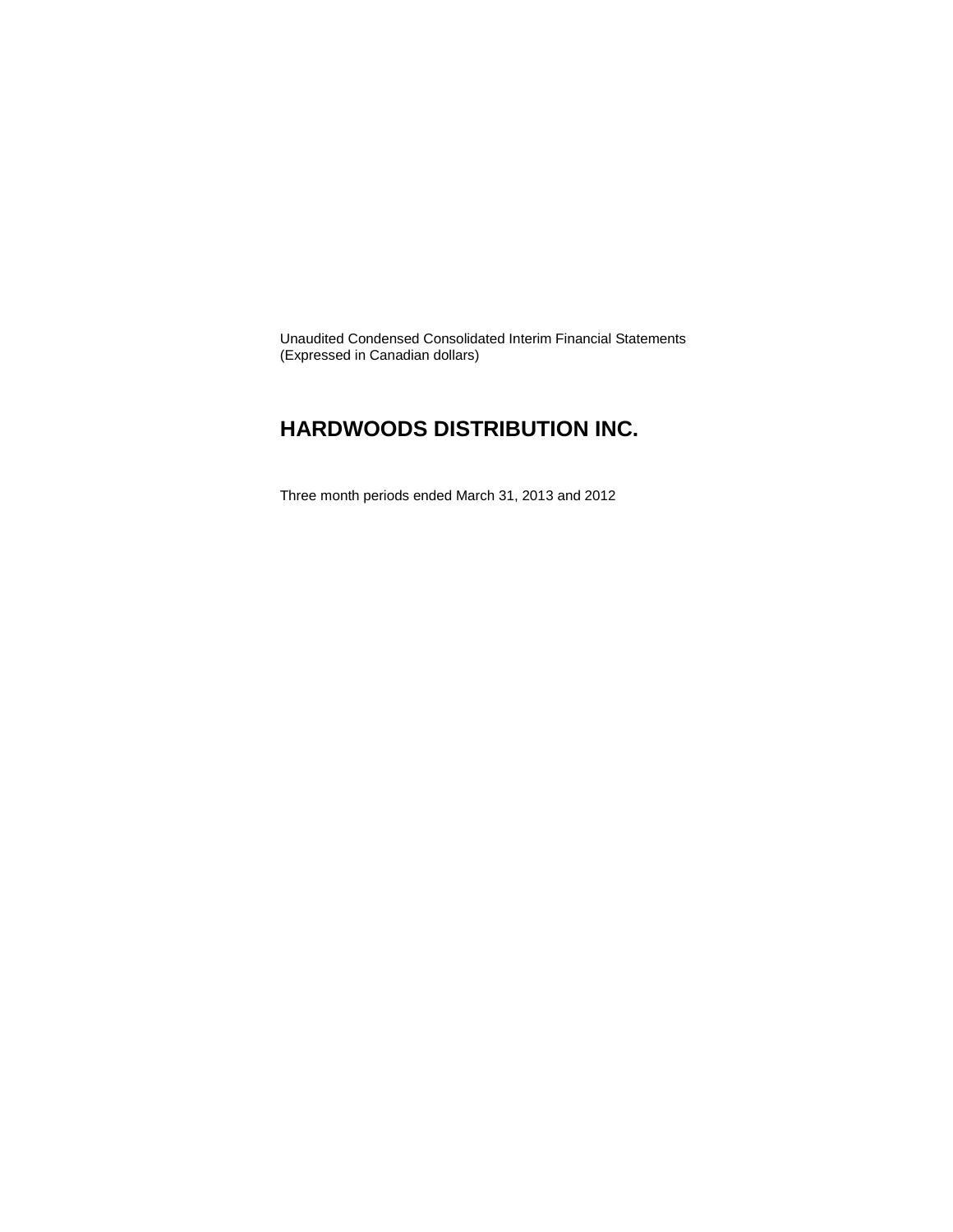Unaudited Condensed Consolidated Interim Financial Statements
(Expressed in Canadian dollars)

# HARDWOODS DISTRIBUTION INC.

Three month periods ended March 31, 2013 and 2012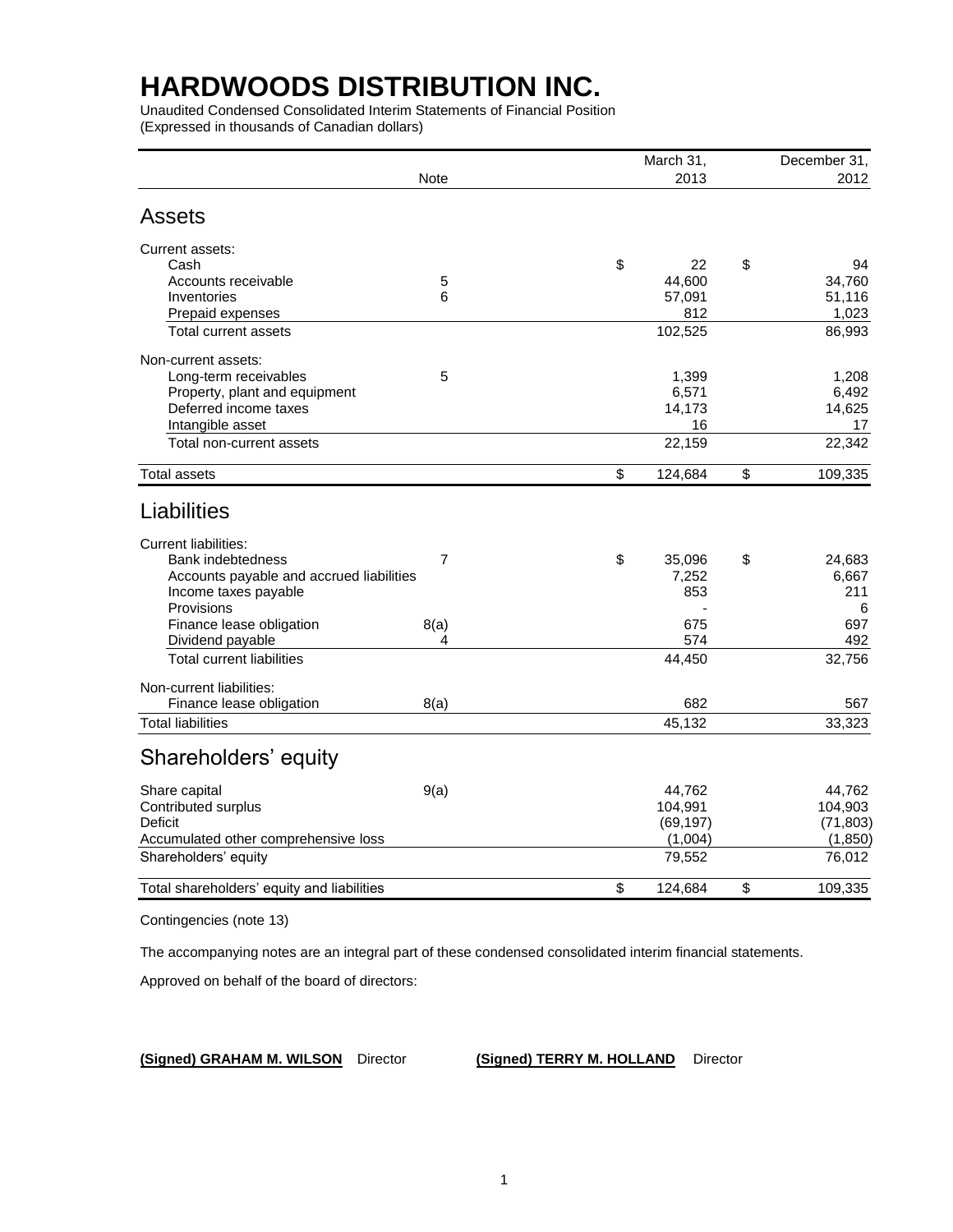# HARDWOODS DISTRIBUTION INC.

Unaudited Condensed Consolidated Interim Statements of Financial Position
(Expressed in thousands of Canadian dollars)

| | Note | March 31, 2013 | December 31, 2012 |
|---|---|---|---|
| **Assets** | | | |
| Current assets: | | | |
| Cash | | $ 22 | $ 94 |
| Accounts receivable | 5 | 44,600 | 34,760 |
| Inventories | 6 | 57,091 | 51,116 |
| Prepaid expenses | | 812 | 1,023 |
| Total current assets | | 102,525 | 86,993 |
| Non-current assets: | | | |
| Long-term receivables | 5 | 1,399 | 1,208 |
| Property, plant and equipment | | 6,571 | 6,492 |
| Deferred income taxes | | 14,173 | 14,625 |
| Intangible asset | | 16 | 17 |
| Total non-current assets | | 22,159 | 22,342 |
| Total assets | | $ 124,684 | $ 109,335 |
| **Liabilities** | | | |
| Current liabilities: | | | |
| Bank indebtedness | 7 | $ 35,096 | $ 24,683 |
| Accounts payable and accrued liabilities | | 7,252 | 6,667 |
| Income taxes payable | | 853 | 211 |
| Provisions | | - | 6 |
| Finance lease obligation | 8(a) | 675 | 697 |
| Dividend payable | 4 | 574 | 492 |
| Total current liabilities | | 44,450 | 32,756 |
| Non-current liabilities: | | | |
| Finance lease obligation | 8(a) | 682 | 567 |
| Total liabilities | | 45,132 | 33,323 |
| **Shareholders' equity** | | | |
| Share capital | 9(a) | 44,762 | 44,762 |
| Contributed surplus | | 104,991 | 104,903 |
| Deficit | | (69,197) | (71,803) |
| Accumulated other comprehensive loss | | (1,004) | (1,850) |
| Shareholders' equity | | 79,552 | 76,012 |
| Total shareholders' equity and liabilities | | $ 124,684 | $ 109,335 |

Contingencies (note 13)

The accompanying notes are an integral part of these condensed consolidated interim financial statements.

Approved on behalf of the board of directors:

**(Signed) GRAHAM M. WILSON** Director **(Signed) TERRY M. HOLLAND** Director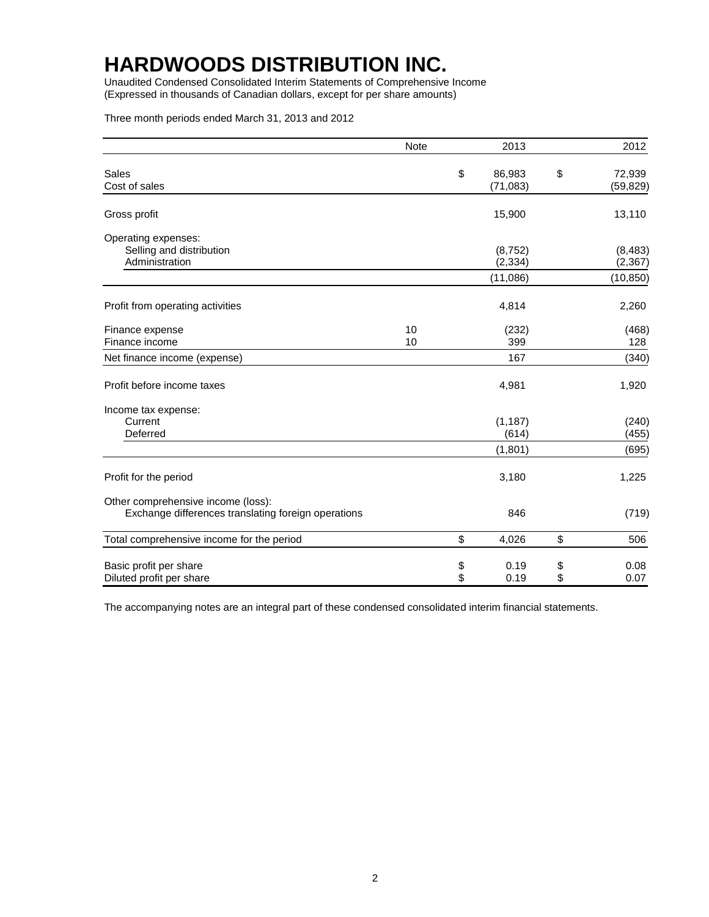# HARDWOODS DISTRIBUTION INC.

Unaudited Condensed Consolidated Interim Statements of Comprehensive Income
(Expressed in thousands of Canadian dollars, except for per share amounts)

Three month periods ended March 31, 2013 and 2012

| | Note | 2013 | 2012 |
|---|---|---|---|
| Sales | | $ 86,983 | $ 72,939 |
| Cost of sales | | (71,083) | (59,829) |
| Gross profit | | 15,900 | 13,110 |
| Operating expenses: | | | |
| Selling and distribution | | (8,752) | (8,483) |
| Administration | | (2,334) | (2,367) |
| | | (11,086) | (10,850) |
| Profit from operating activities | | 4,814 | 2,260 |
| Finance expense | 10 | (232) | (468) |
| Finance income | 10 | 399 | 128 |
| Net finance income (expense) | | 167 | (340) |
| Profit before income taxes | | 4,981 | 1,920 |
| Income tax expense: | | | |
| Current | | (1,187) | (240) |
| Deferred | | (614) | (455) |
| | | (1,801) | (695) |
| Profit for the period | | 3,180 | 1,225 |
| Other comprehensive income (loss): | | | |
| Exchange differences translating foreign operations | | 846 | (719) |
| Total comprehensive income for the period | | $ 4,026 | $ 506 |
| Basic profit per share | | $ 0.19 | $ 0.08 |
| Diluted profit per share | | $ 0.19 | $ 0.07 |

The accompanying notes are an integral part of these condensed consolidated interim financial statements.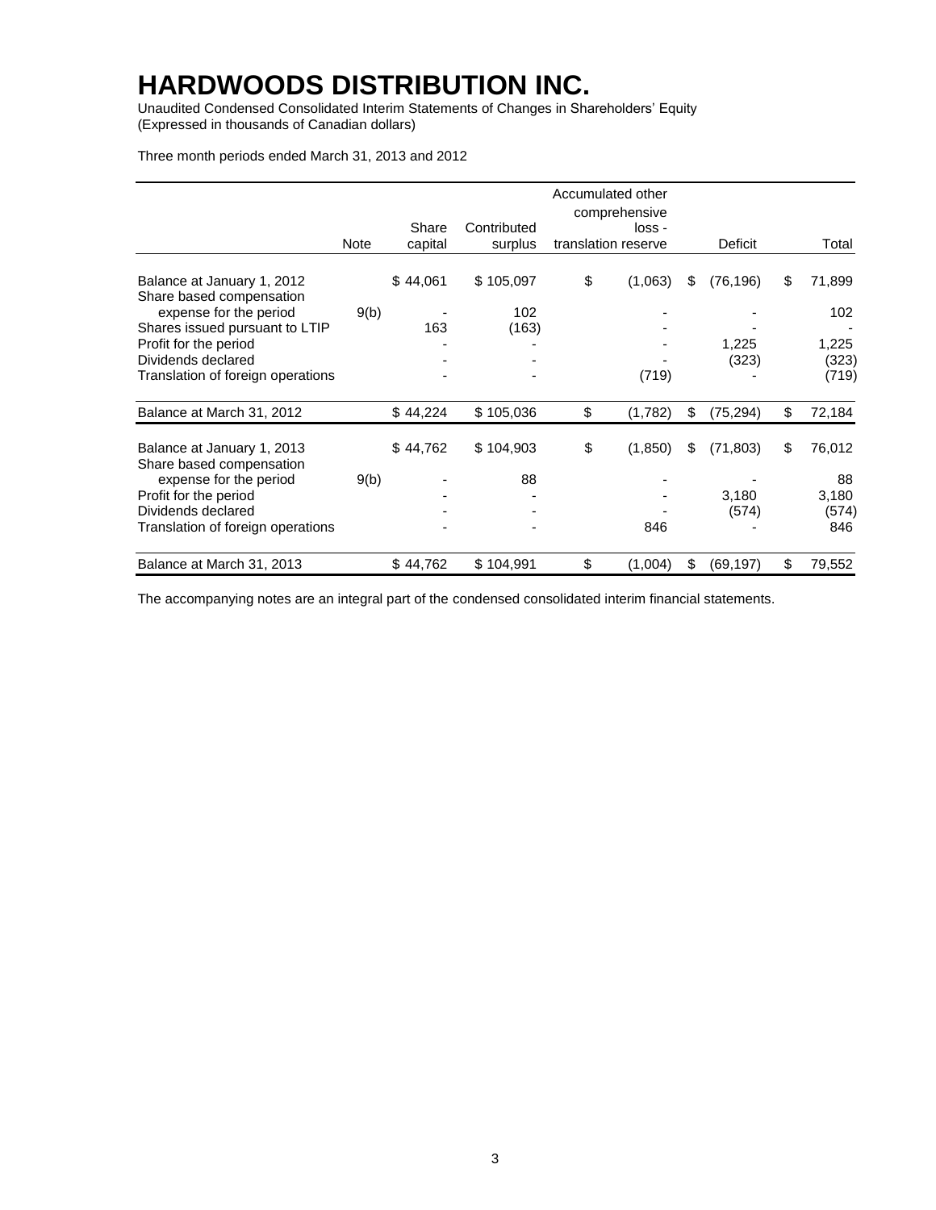# HARDWOODS DISTRIBUTION INC.

Unaudited Condensed Consolidated Interim Statements of Changes in Shareholders' Equity
(Expressed in thousands of Canadian dollars)

Three month periods ended March 31, 2013 and 2012

| | Note | Share capital | Contributed surplus | Accumulated other comprehensive loss - translation reserve | Deficit | Total |
|---|---|---|---|---|---|---|
| Balance at January 1, 2012 | | $ 44,061 | $ 105,097 | $ (1,063) | $ (76,196) | $ 71,899 |
| Share based compensation expense for the period | 9(b) | - | 102 | - | - | 102 |
| Shares issued pursuant to LTIP | | 163 | (163) | - | - | - |
| Profit for the period | | - | - | - | 1,225 | 1,225 |
| Dividends declared | | - | - | - | (323) | (323) |
| Translation of foreign operations | | - | - | (719) | - | (719) |
| Balance at March 31, 2012 | | $ 44,224 | $ 105,036 | $ (1,782) | $ (75,294) | $ 72,184 |
| Balance at January 1, 2013 | | $ 44,762 | $ 104,903 | $ (1,850) | $ (71,803) | $ 76,012 |
| Share based compensation expense for the period | 9(b) | - | 88 | - | - | 88 |
| Profit for the period | | - | - | - | 3,180 | 3,180 |
| Dividends declared | | - | - | - | (574) | (574) |
| Translation of foreign operations | | - | - | 846 | - | 846 |
| Balance at March 31, 2013 | | $ 44,762 | $ 104,991 | $ (1,004) | $ (69,197) | $ 79,552 |

The accompanying notes are an integral part of the condensed consolidated interim financial statements.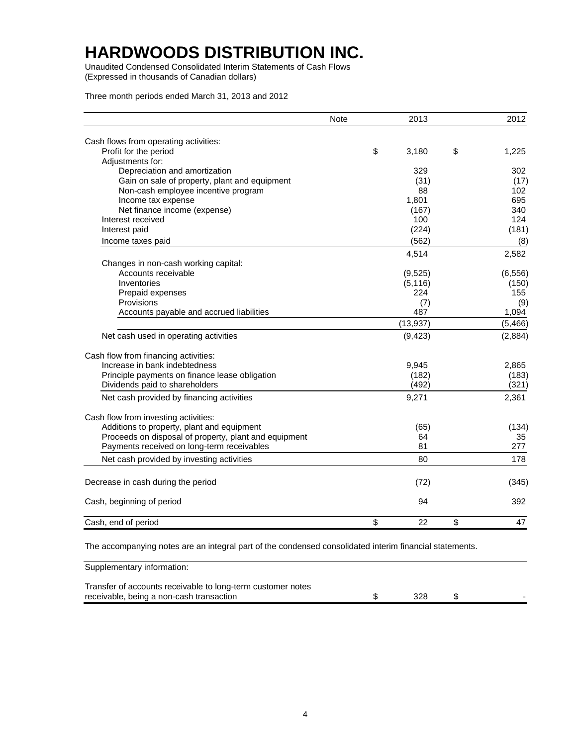# HARDWOODS DISTRIBUTION INC.

Unaudited Condensed Consolidated Interim Statements of Cash Flows
(Expressed in thousands of Canadian dollars)

Three month periods ended March 31, 2013 and 2012

| | Note | 2013 | 2012 |
|---|---|---|---|
| Cash flows from operating activities: | | | |
| Profit for the period | | $ 3,180 | $ 1,225 |
| Adjustments for: | | | |
| Depreciation and amortization | | 329 | 302 |
| Gain on sale of property, plant and equipment | | (31) | (17) |
| Non-cash employee incentive program | | 88 | 102 |
| Income tax expense | | 1,801 | 695 |
| Net finance income (expense) | | (167) | 340 |
| Interest received | | 100 | 124 |
| Interest paid | | (224) | (181) |
| Income taxes paid | | (562) | (8) |
| | | 4,514 | 2,582 |
| Changes in non-cash working capital: | | | |
| Accounts receivable | | (9,525) | (6,556) |
| Inventories | | (5,116) | (150) |
| Prepaid expenses | | 224 | 155 |
| Provisions | | (7) | (9) |
| Accounts payable and accrued liabilities | | 487 | 1,094 |
| | | (13,937) | (5,466) |
| Net cash used in operating activities | | (9,423) | (2,884) |
| Cash flow from financing activities: | | | |
| Increase in bank indebtedness | | 9,945 | 2,865 |
| Principle payments on finance lease obligation | | (182) | (183) |
| Dividends paid to shareholders | | (492) | (321) |
| Net cash provided by financing activities | | 9,271 | 2,361 |
| Cash flow from investing activities: | | | |
| Additions to property, plant and equipment | | (65) | (134) |
| Proceeds on disposal of property, plant and equipment | | 64 | 35 |
| Payments received on long-term receivables | | 81 | 277 |
| Net cash provided by investing activities | | 80 | 178 |
| Decrease in cash during the period | | (72) | (345) |
| Cash, beginning of period | | 94 | 392 |
| Cash, end of period | | $ 22 | $ 47 |

The accompanying notes are an integral part of the condensed consolidated interim financial statements.

| Supplementary information: | | |
|---|---|---|
| Transfer of accounts receivable to long-term customer notes receivable, being a non-cash transaction | $ 328 | $ - |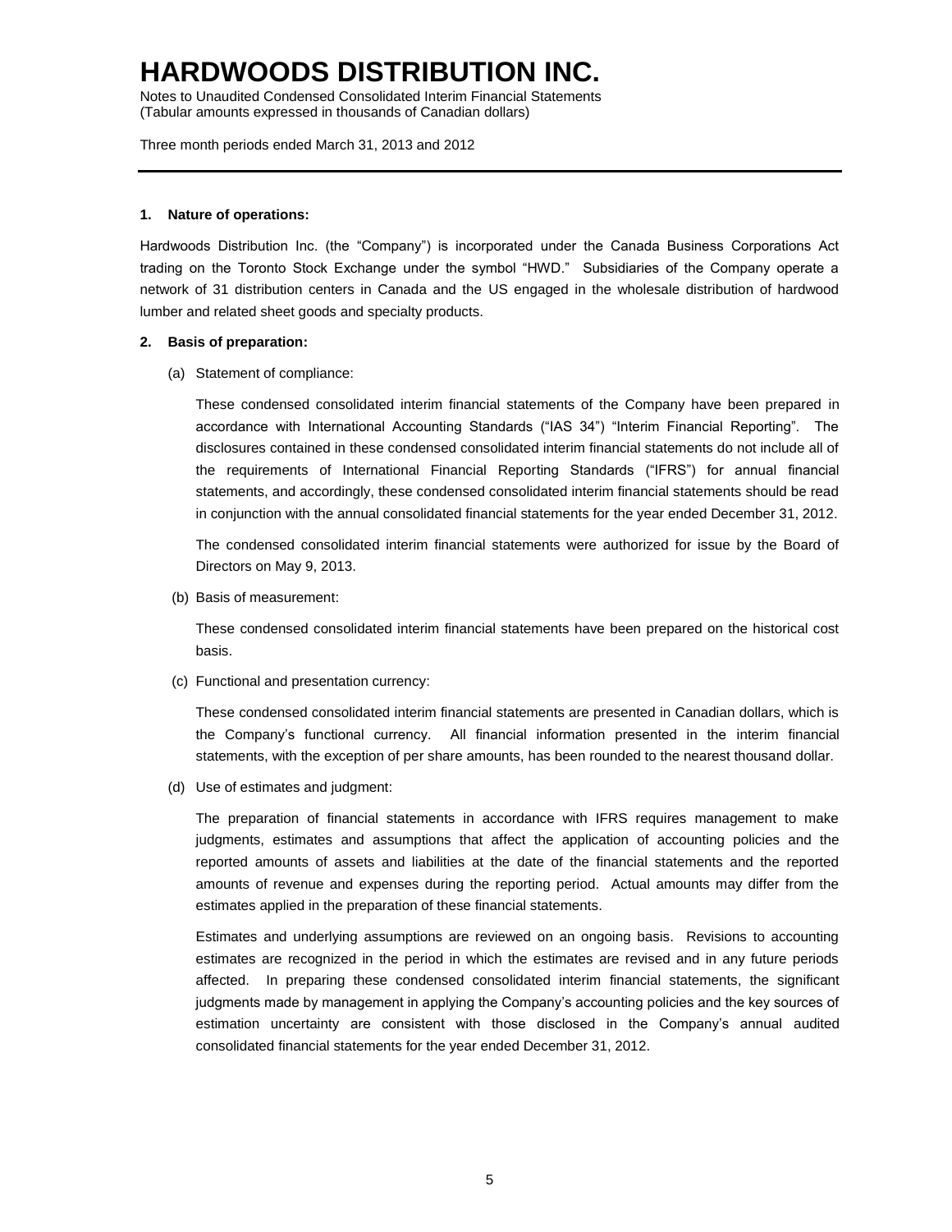# HARDWOODS DISTRIBUTION INC.

Notes to Unaudited Condensed Consolidated Interim Financial Statements
(Tabular amounts expressed in thousands of Canadian dollars)

Three month periods ended March 31, 2013 and 2012

---

**1. Nature of operations:**

Hardwoods Distribution Inc. (the "Company") is incorporated under the Canada Business Corporations Act trading on the Toronto Stock Exchange under the symbol "HWD." Subsidiaries of the Company operate a network of 31 distribution centers in Canada and the US engaged in the wholesale distribution of hardwood lumber and related sheet goods and specialty products.

**2. Basis of preparation:**

(a) Statement of compliance:

These condensed consolidated interim financial statements of the Company have been prepared in accordance with International Accounting Standards ("IAS 34") "Interim Financial Reporting". The disclosures contained in these condensed consolidated interim financial statements do not include all of the requirements of International Financial Reporting Standards ("IFRS") for annual financial statements, and accordingly, these condensed consolidated interim financial statements should be read in conjunction with the annual consolidated financial statements for the year ended December 31, 2012.

The condensed consolidated interim financial statements were authorized for issue by the Board of Directors on May 9, 2013.

(b) Basis of measurement:

These condensed consolidated interim financial statements have been prepared on the historical cost basis.

(c) Functional and presentation currency:

These condensed consolidated interim financial statements are presented in Canadian dollars, which is the Company's functional currency. All financial information presented in the interim financial statements, with the exception of per share amounts, has been rounded to the nearest thousand dollar.

(d) Use of estimates and judgment:

The preparation of financial statements in accordance with IFRS requires management to make judgments, estimates and assumptions that affect the application of accounting policies and the reported amounts of assets and liabilities at the date of the financial statements and the reported amounts of revenue and expenses during the reporting period. Actual amounts may differ from the estimates applied in the preparation of these financial statements.

Estimates and underlying assumptions are reviewed on an ongoing basis. Revisions to accounting estimates are recognized in the period in which the estimates are revised and in any future periods affected. In preparing these condensed consolidated interim financial statements, the significant judgments made by management in applying the Company's accounting policies and the key sources of estimation uncertainty are consistent with those disclosed in the Company's annual audited consolidated financial statements for the year ended December 31, 2012.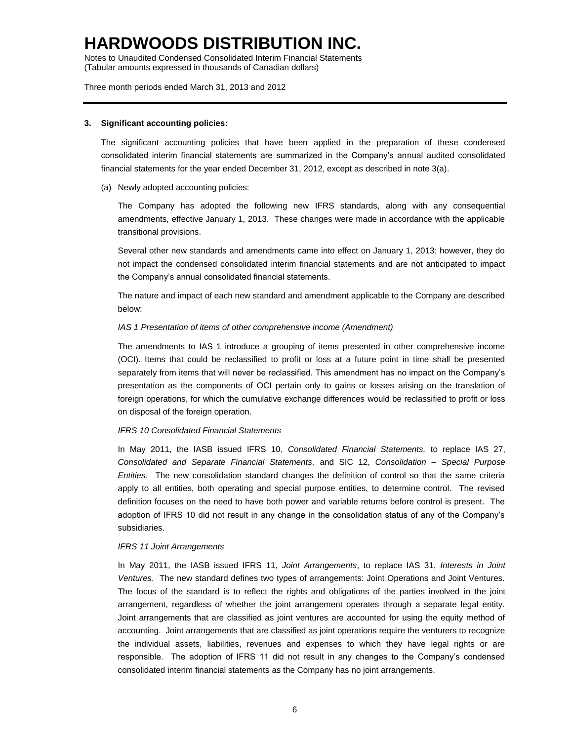### 3. Significant accounting policies:

The significant accounting policies that have been applied in the preparation of these condensed consolidated interim financial statements are summarized in the Company's annual audited consolidated financial statements for the year ended December 31, 2012, except as described in note 3(a).

(a) Newly adopted accounting policies:

The Company has adopted the following new IFRS standards, along with any consequential amendments, effective January 1, 2013. These changes were made in accordance with the applicable transitional provisions.

Several other new standards and amendments came into effect on January 1, 2013; however, they do not impact the condensed consolidated interim financial statements and are not anticipated to impact the Company's annual consolidated financial statements.

The nature and impact of each new standard and amendment applicable to the Company are described below:

*IAS 1 Presentation of items of other comprehensive income (Amendment)*

The amendments to IAS 1 introduce a grouping of items presented in other comprehensive income (OCI). Items that could be reclassified to profit or loss at a future point in time shall be presented separately from items that will never be reclassified. This amendment has no impact on the Company's presentation as the components of OCI pertain only to gains or losses arising on the translation of foreign operations, for which the cumulative exchange differences would be reclassified to profit or loss on disposal of the foreign operation.

*IFRS 10 Consolidated Financial Statements*

In May 2011, the IASB issued IFRS 10, *Consolidated Financial Statements,* to replace IAS 27, *Consolidated and Separate Financial Statements,* and SIC 12, *Consolidation – Special Purpose Entities*. The new consolidation standard changes the definition of control so that the same criteria apply to all entities, both operating and special purpose entities, to determine control. The revised definition focuses on the need to have both power and variable returns before control is present. The adoption of IFRS 10 did not result in any change in the consolidation status of any of the Company's subsidiaries.

*IFRS 11 Joint Arrangements*

In May 2011, the IASB issued IFRS 11, *Joint Arrangements*, to replace IAS 31, *Interests in Joint Ventures*. The new standard defines two types of arrangements: Joint Operations and Joint Ventures. The focus of the standard is to reflect the rights and obligations of the parties involved in the joint arrangement, regardless of whether the joint arrangement operates through a separate legal entity. Joint arrangements that are classified as joint ventures are accounted for using the equity method of accounting. Joint arrangements that are classified as joint operations require the venturers to recognize the individual assets, liabilities, revenues and expenses to which they have legal rights or are responsible. The adoption of IFRS 11 did not result in any changes to the Company's condensed consolidated interim financial statements as the Company has no joint arrangements.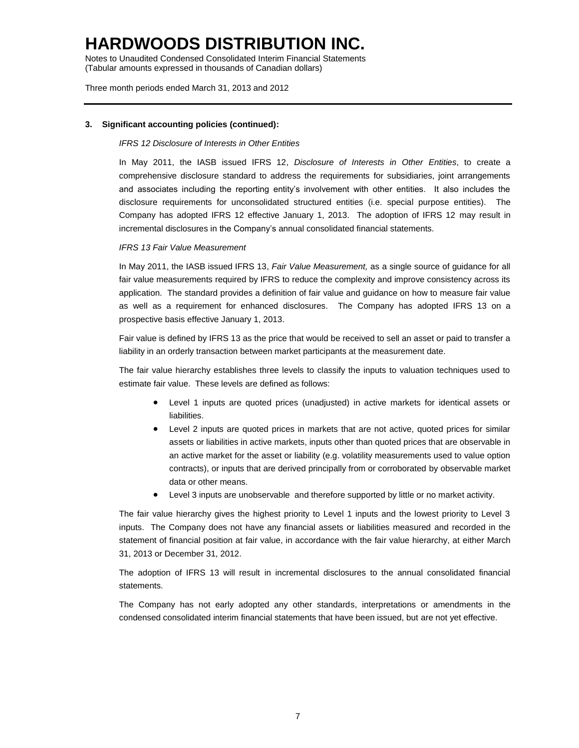### 3. Significant accounting policies (continued):

*IFRS 12 Disclosure of Interests in Other Entities*

In May 2011, the IASB issued IFRS 12, *Disclosure of Interests in Other Entities*, to create a comprehensive disclosure standard to address the requirements for subsidiaries, joint arrangements and associates including the reporting entity's involvement with other entities. It also includes the disclosure requirements for unconsolidated structured entities (i.e. special purpose entities). The Company has adopted IFRS 12 effective January 1, 2013. The adoption of IFRS 12 may result in incremental disclosures in the Company's annual consolidated financial statements.

*IFRS 13 Fair Value Measurement*

In May 2011, the IASB issued IFRS 13, *Fair Value Measurement,* as a single source of guidance for all fair value measurements required by IFRS to reduce the complexity and improve consistency across its application. The standard provides a definition of fair value and guidance on how to measure fair value as well as a requirement for enhanced disclosures. The Company has adopted IFRS 13 on a prospective basis effective January 1, 2013.

Fair value is defined by IFRS 13 as the price that would be received to sell an asset or paid to transfer a liability in an orderly transaction between market participants at the measurement date.

The fair value hierarchy establishes three levels to classify the inputs to valuation techniques used to estimate fair value. These levels are defined as follows:

- Level 1 inputs are quoted prices (unadjusted) in active markets for identical assets or liabilities.
- Level 2 inputs are quoted prices in markets that are not active, quoted prices for similar assets or liabilities in active markets, inputs other than quoted prices that are observable in an active market for the asset or liability (e.g. volatility measurements used to value option contracts), or inputs that are derived principally from or corroborated by observable market data or other means.
- Level 3 inputs are unobservable and therefore supported by little or no market activity.

The fair value hierarchy gives the highest priority to Level 1 inputs and the lowest priority to Level 3 inputs. The Company does not have any financial assets or liabilities measured and recorded in the statement of financial position at fair value, in accordance with the fair value hierarchy, at either March 31, 2013 or December 31, 2012.

The adoption of IFRS 13 will result in incremental disclosures to the annual consolidated financial statements.

The Company has not early adopted any other standards, interpretations or amendments in the condensed consolidated interim financial statements that have been issued, but are not yet effective.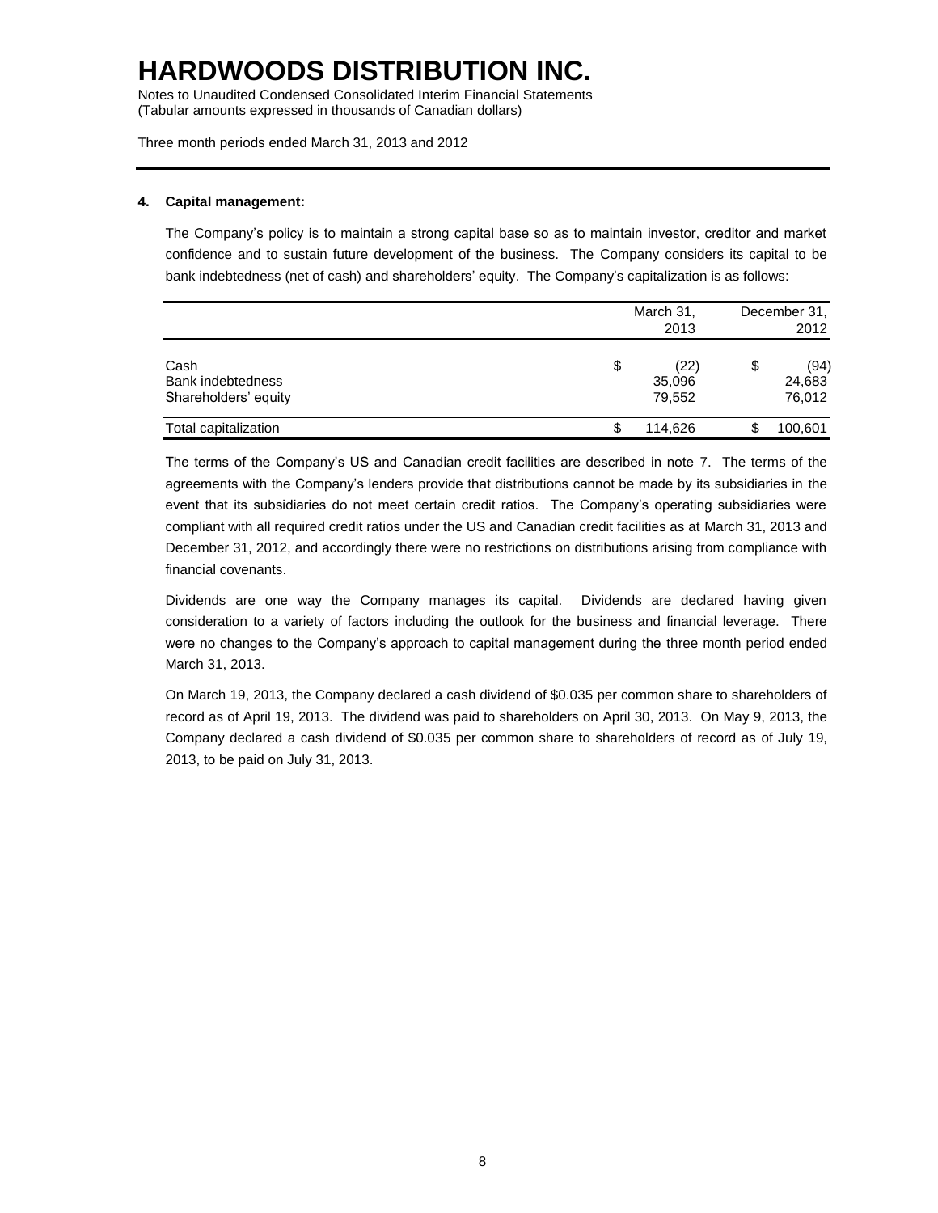# HARDWOODS DISTRIBUTION INC.

Notes to Unaudited Condensed Consolidated Interim Financial Statements
(Tabular amounts expressed in thousands of Canadian dollars)

Three month periods ended March 31, 2013 and 2012

**4. Capital management:**

The Company's policy is to maintain a strong capital base so as to maintain investor, creditor and market confidence and to sustain future development of the business. The Company considers its capital to be bank indebtedness (net of cash) and shareholders' equity. The Company's capitalization is as follows:

| | March 31, 2013 | December 31, 2012 |
|---|---|---|
| Cash | $ (22) | $ (94) |
| Bank indebtedness | 35,096 | 24,683 |
| Shareholders' equity | 79,552 | 76,012 |
| Total capitalization | $ 114,626 | $ 100,601 |

The terms of the Company's US and Canadian credit facilities are described in note 7. The terms of the agreements with the Company's lenders provide that distributions cannot be made by its subsidiaries in the event that its subsidiaries do not meet certain credit ratios. The Company's operating subsidiaries were compliant with all required credit ratios under the US and Canadian credit facilities as at March 31, 2013 and December 31, 2012, and accordingly there were no restrictions on distributions arising from compliance with financial covenants.

Dividends are one way the Company manages its capital. Dividends are declared having given consideration to a variety of factors including the outlook for the business and financial leverage. There were no changes to the Company's approach to capital management during the three month period ended March 31, 2013.

On March 19, 2013, the Company declared a cash dividend of $0.035 per common share to shareholders of record as of April 19, 2013. The dividend was paid to shareholders on April 30, 2013. On May 9, 2013, the Company declared a cash dividend of $0.035 per common share to shareholders of record as of July 19, 2013, to be paid on July 31, 2013.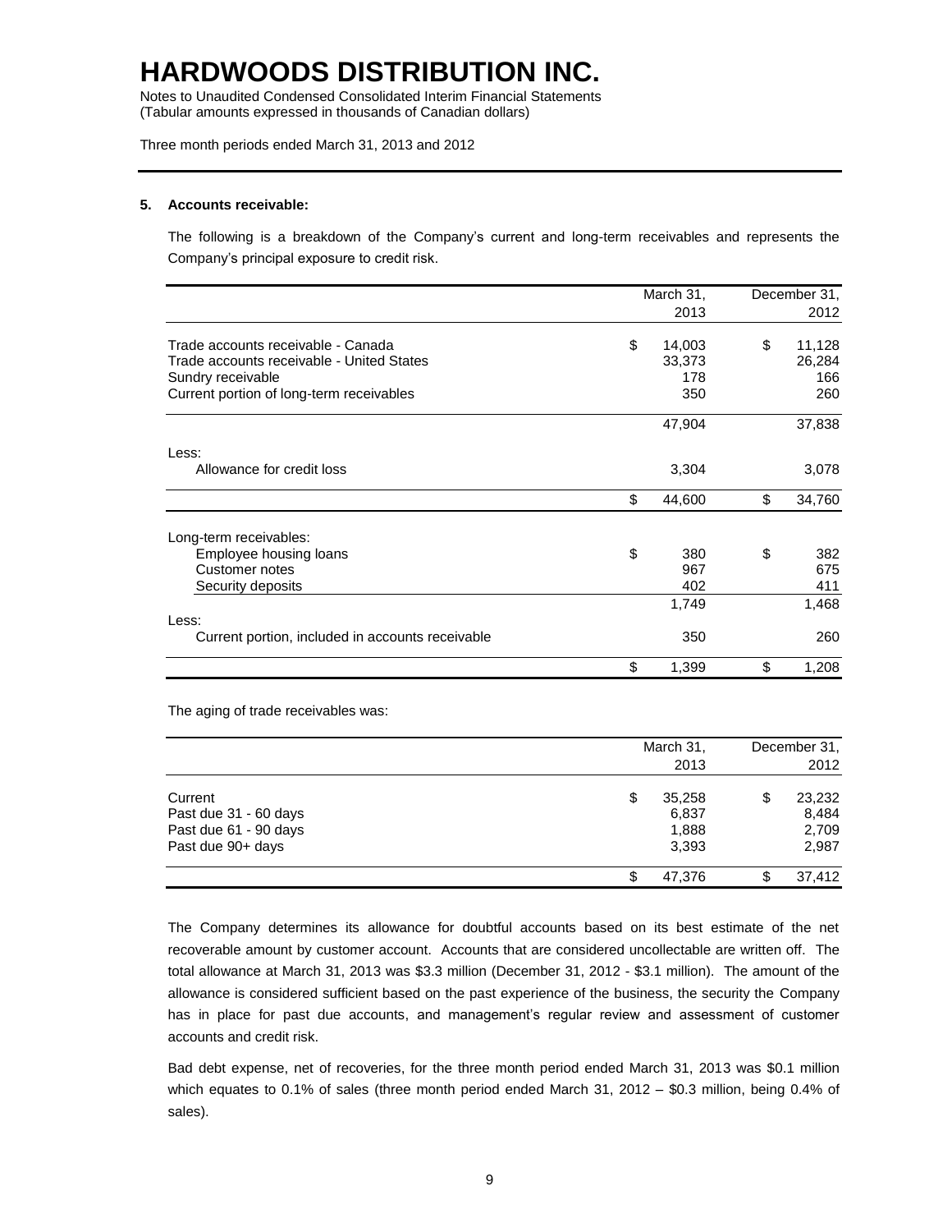### 5. Accounts receivable:

The following is a breakdown of the Company's current and long-term receivables and represents the Company's principal exposure to credit risk.

| | March 31, 2013 | December 31, 2012 |
|---|---|---|
| Trade accounts receivable - Canada | $ 14,003 | $ 11,128 |
| Trade accounts receivable - United States | 33,373 | 26,284 |
| Sundry receivable | 178 | 166 |
| Current portion of long-term receivables | 350 | 260 |
| | 47,904 | 37,838 |
| Less: | | |
| Allowance for credit loss | 3,304 | 3,078 |
| | $ 44,600 | $ 34,760 |
| Long-term receivables: | | |
| Employee housing loans | $ 380 | $ 382 |
| Customer notes | 967 | 675 |
| Security deposits | 402 | 411 |
| | 1,749 | 1,468 |
| Less: | | |
| Current portion, included in accounts receivable | 350 | 260 |
| | $ 1,399 | $ 1,208 |

The aging of trade receivables was:

| | March 31, 2013 | December 31, 2012 |
|---|---|---|
| Current | $ 35,258 | $ 23,232 |
| Past due 31 - 60 days | 6,837 | 8,484 |
| Past due 61 - 90 days | 1,888 | 2,709 |
| Past due 90+ days | 3,393 | 2,987 |
| | $ 47,376 | $ 37,412 |

The Company determines its allowance for doubtful accounts based on its best estimate of the net recoverable amount by customer account. Accounts that are considered uncollectable are written off. The total allowance at March 31, 2013 was $3.3 million (December 31, 2012 - $3.1 million). The amount of the allowance is considered sufficient based on the past experience of the business, the security the Company has in place for past due accounts, and management's regular review and assessment of customer accounts and credit risk.

Bad debt expense, net of recoveries, for the three month period ended March 31, 2013 was $0.1 million which equates to 0.1% of sales (three month period ended March 31, 2012 – $0.3 million, being 0.4% of sales).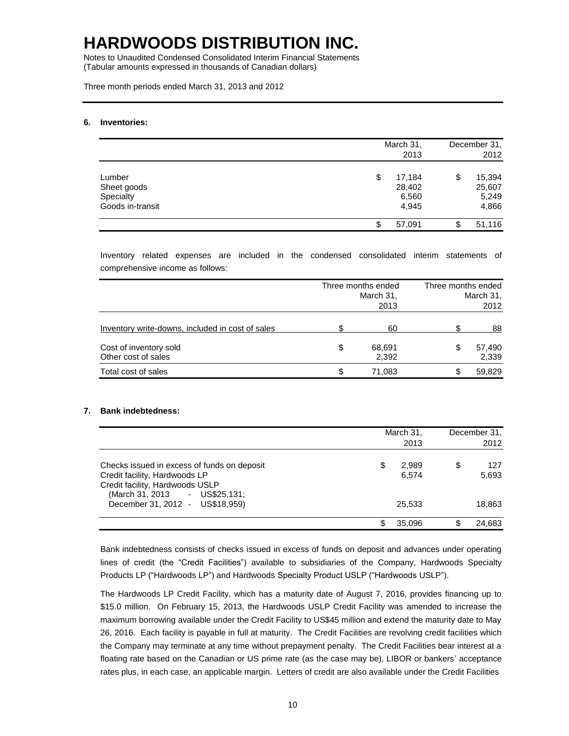# HARDWOODS DISTRIBUTION INC.

Notes to Unaudited Condensed Consolidated Interim Financial Statements
(Tabular amounts expressed in thousands of Canadian dollars)

Three month periods ended March 31, 2013 and 2012

## 6. Inventories:

| | March 31, 2013 | December 31, 2012 |
|---|---|---|
| Lumber | $ 17,184 | $ 15,394 |
| Sheet goods | 28,402 | 25,607 |
| Specialty | 6,560 | 5,249 |
| Goods in-transit | 4,945 | 4,866 |
| | $ 57,091 | $ 51,116 |

Inventory related expenses are included in the condensed consolidated interim statements of comprehensive income as follows:

| | Three months ended March 31, 2013 | Three months ended March 31, 2012 |
|---|---|---|
| Inventory write-downs, included in cost of sales | $ 60 | $ 88 |
| Cost of inventory sold | $ 68,691 | $ 57,490 |
| Other cost of sales | 2,392 | 2,339 |
| Total cost of sales | $ 71,083 | $ 59,829 |

## 7. Bank indebtedness:

| | March 31, 2013 | December 31, 2012 |
|---|---|---|
| Checks issued in excess of funds on deposit | $ 2,989 | $ 127 |
| Credit facility, Hardwoods LP | 6,574 | 5,693 |
| Credit facility, Hardwoods USLP (March 31, 2013 - US$25,131; December 31, 2012 - US$18,959) | 25,533 | 18,863 |
| | $ 35,096 | $ 24,683 |

Bank indebtedness consists of checks issued in excess of funds on deposit and advances under operating lines of credit (the "Credit Facilities") available to subsidiaries of the Company, Hardwoods Specialty Products LP ("Hardwoods LP") and Hardwoods Specialty Product USLP ("Hardwoods USLP").

The Hardwoods LP Credit Facility, which has a maturity date of August 7, 2016, provides financing up to $15.0 million. On February 15, 2013, the Hardwoods USLP Credit Facility was amended to increase the maximum borrowing available under the Credit Facility to US$45 million and extend the maturity date to May 26, 2016. Each facility is payable in full at maturity. The Credit Facilities are revolving credit facilities which the Company may terminate at any time without prepayment penalty. The Credit Facilities bear interest at a floating rate based on the Canadian or US prime rate (as the case may be), LIBOR or bankers' acceptance rates plus, in each case, an applicable margin. Letters of credit are also available under the Credit Facilities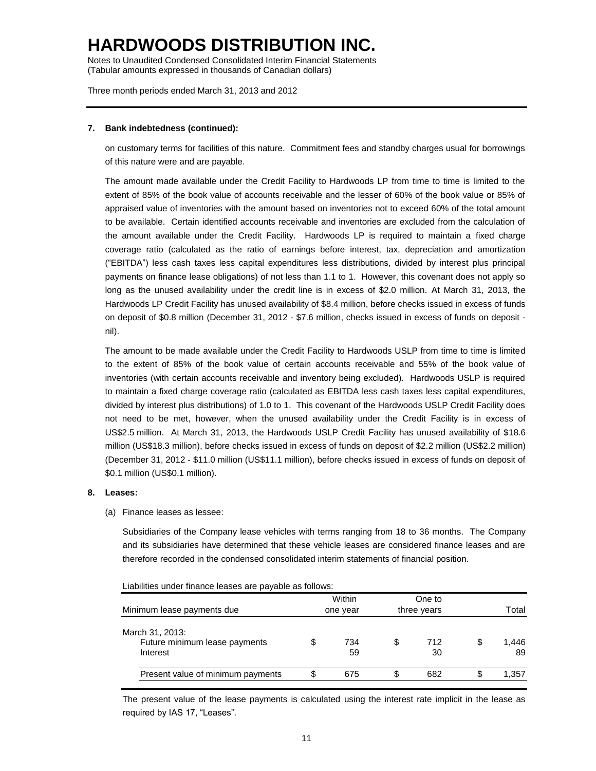# HARDWOODS DISTRIBUTION INC.

Notes to Unaudited Condensed Consolidated Interim Financial Statements
(Tabular amounts expressed in thousands of Canadian dollars)

Three month periods ended March 31, 2013 and 2012

**7. Bank indebtedness (continued):**

on customary terms for facilities of this nature. Commitment fees and standby charges usual for borrowings of this nature were and are payable.

The amount made available under the Credit Facility to Hardwoods LP from time to time is limited to the extent of 85% of the book value of accounts receivable and the lesser of 60% of the book value or 85% of appraised value of inventories with the amount based on inventories not to exceed 60% of the total amount to be available. Certain identified accounts receivable and inventories are excluded from the calculation of the amount available under the Credit Facility. Hardwoods LP is required to maintain a fixed charge coverage ratio (calculated as the ratio of earnings before interest, tax, depreciation and amortization ("EBITDA") less cash taxes less capital expenditures less distributions, divided by interest plus principal payments on finance lease obligations) of not less than 1.1 to 1. However, this covenant does not apply so long as the unused availability under the credit line is in excess of $2.0 million. At March 31, 2013, the Hardwoods LP Credit Facility has unused availability of $8.4 million, before checks issued in excess of funds on deposit of $0.8 million (December 31, 2012 - $7.6 million, checks issued in excess of funds on deposit - nil).

The amount to be made available under the Credit Facility to Hardwoods USLP from time to time is limited to the extent of 85% of the book value of certain accounts receivable and 55% of the book value of inventories (with certain accounts receivable and inventory being excluded). Hardwoods USLP is required to maintain a fixed charge coverage ratio (calculated as EBITDA less cash taxes less capital expenditures, divided by interest plus distributions) of 1.0 to 1. This covenant of the Hardwoods USLP Credit Facility does not need to be met, however, when the unused availability under the Credit Facility is in excess of US$2.5 million. At March 31, 2013, the Hardwoods USLP Credit Facility has unused availability of $18.6 million (US$18.3 million), before checks issued in excess of funds on deposit of $2.2 million (US$2.2 million) (December 31, 2012 - $11.0 million (US$11.1 million), before checks issued in excess of funds on deposit of $0.1 million (US$0.1 million).

**8. Leases:**

(a) Finance leases as lessee:

Subsidiaries of the Company lease vehicles with terms ranging from 18 to 36 months. The Company and its subsidiaries have determined that these vehicle leases are considered finance leases and are therefore recorded in the condensed consolidated interim statements of financial position.

Liabilities under finance leases are payable as follows:

| Minimum lease payments due | Within one year | One to three years | Total |
|---|---|---|---|
| March 31, 2013: | | | |
| Future minimum lease payments | $ 734 | $ 712 | $ 1,446 |
| Interest | 59 | 30 | 89 |
| Present value of minimum payments | $ 675 | $ 682 | $ 1,357 |

The present value of the lease payments is calculated using the interest rate implicit in the lease as required by IAS 17, "Leases".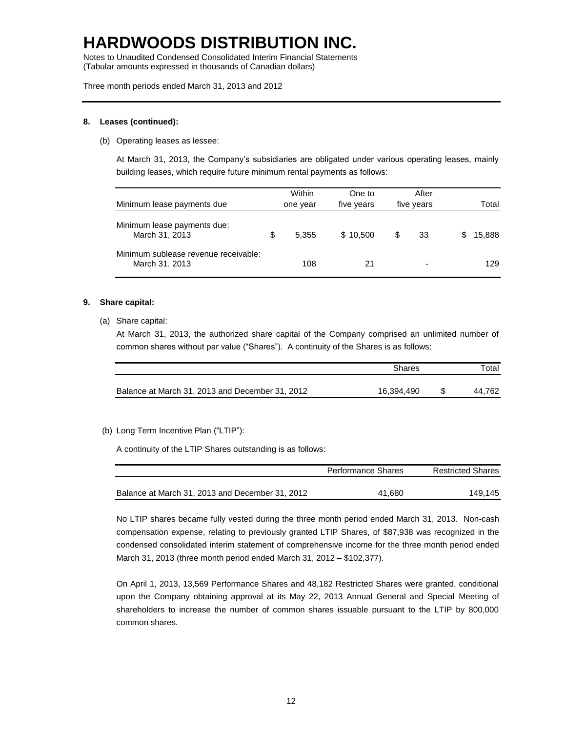### 8. Leases (continued):

(b) Operating leases as lessee:

At March 31, 2013, the Company's subsidiaries are obligated under various operating leases, mainly building leases, which require future minimum rental payments as follows:

| Minimum lease payments due | Within one year | One to five years | After five years | Total |
|---|---|---|---|---|
| Minimum lease payments due: March 31, 2013 | $ 5,355 | $ 10,500 | $ 33 | $ 15,888 |
| Minimum sublease revenue receivable: March 31, 2013 | 108 | 21 | - | 129 |

### 9. Share capital:

(a) Share capital:

At March 31, 2013, the authorized share capital of the Company comprised an unlimited number of common shares without par value ("Shares"). A continuity of the Shares is as follows:

| | Shares | Total |
|---|---|---|
| Balance at March 31, 2013 and December 31, 2012 | 16,394,490 | $ 44,762 |

(b) Long Term Incentive Plan ("LTIP"):

A continuity of the LTIP Shares outstanding is as follows:

| | Performance Shares | Restricted Shares |
|---|---|---|
| Balance at March 31, 2013 and December 31, 2012 | 41,680 | 149,145 |

No LTIP shares became fully vested during the three month period ended March 31, 2013. Non-cash compensation expense, relating to previously granted LTIP Shares, of $87,938 was recognized in the condensed consolidated interim statement of comprehensive income for the three month period ended March 31, 2013 (three month period ended March 31, 2012 – $102,377).

On April 1, 2013, 13,569 Performance Shares and 48,182 Restricted Shares were granted, conditional upon the Company obtaining approval at its May 22, 2013 Annual General and Special Meeting of shareholders to increase the number of common shares issuable pursuant to the LTIP by 800,000 common shares.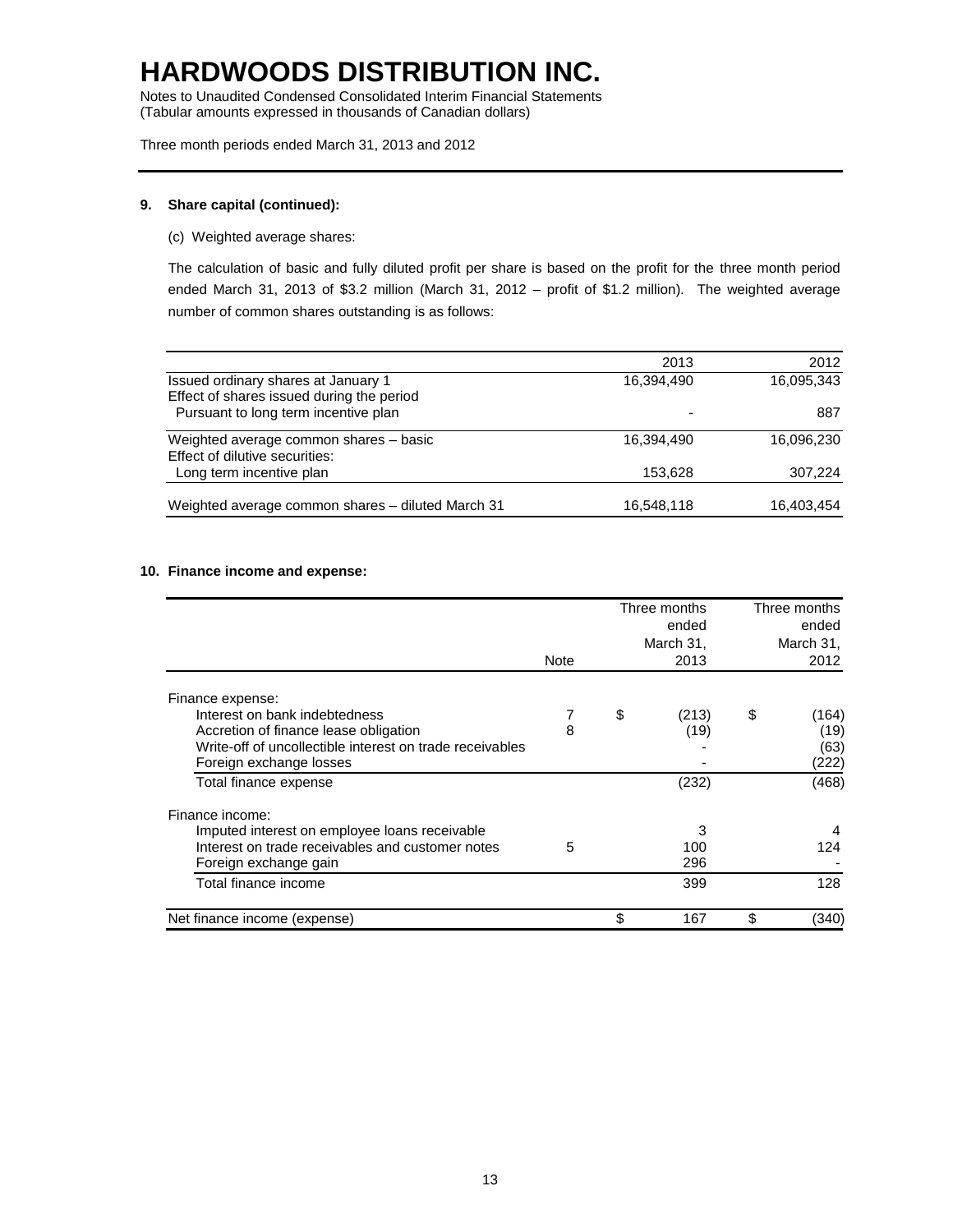# HARDWOODS DISTRIBUTION INC.

Notes to Unaudited Condensed Consolidated Interim Financial Statements
(Tabular amounts expressed in thousands of Canadian dollars)

Three month periods ended March 31, 2013 and 2012

**9. Share capital (continued):**

(c) Weighted average shares:

The calculation of basic and fully diluted profit per share is based on the profit for the three month period ended March 31, 2013 of $3.2 million (March 31, 2012 – profit of $1.2 million). The weighted average number of common shares outstanding is as follows:

| | 2013 | 2012 |
|---|---|---|
| Issued ordinary shares at January 1 | 16,394,490 | 16,095,343 |
| Effect of shares issued during the period Pursuant to long term incentive plan | - | 887 |
| Weighted average common shares – basic | 16,394,490 | 16,096,230 |
| Effect of dilutive securities: Long term incentive plan | 153,628 | 307,224 |
| Weighted average common shares – diluted March 31 | 16,548,118 | 16,403,454 |

**10. Finance income and expense:**

| | Note | Three months ended March 31, 2013 | Three months ended March 31, 2012 |
|---|---|---|---|
| Finance expense: | | | |
| Interest on bank indebtedness | 7 | $ (213) | $ (164) |
| Accretion of finance lease obligation | 8 | (19) | (19) |
| Write-off of uncollectible interest on trade receivables | | - | (63) |
| Foreign exchange losses | | - | (222) |
| Total finance expense | | (232) | (468) |
| Finance income: | | | |
| Imputed interest on employee loans receivable | | 3 | 4 |
| Interest on trade receivables and customer notes | 5 | 100 | 124 |
| Foreign exchange gain | | 296 | - |
| Total finance income | | 399 | 128 |
| Net finance income (expense) | | $ 167 | $ (340) |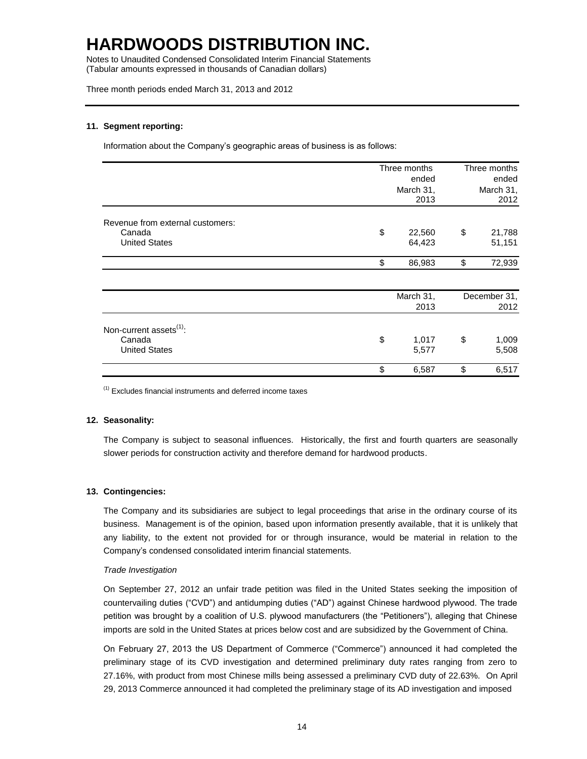# HARDWOODS DISTRIBUTION INC.

Notes to Unaudited Condensed Consolidated Interim Financial Statements
(Tabular amounts expressed in thousands of Canadian dollars)

Three month periods ended March 31, 2013 and 2012

**11. Segment reporting:**

Information about the Company's geographic areas of business is as follows:

| | Three months ended March 31, 2013 | Three months ended March 31, 2012 |
|---|---|---|
| Revenue from external customers: | | |
| Canada | $ 22,560 | $ 21,788 |
| United States | 64,423 | 51,151 |
| | $ 86,983 | $ 72,939 |

| | March 31, 2013 | December 31, 2012 |
|---|---|---|
| Non-current assets(1): | | |
| Canada | $ 1,017 | $ 1,009 |
| United States | 5,577 | 5,508 |
| | $ 6,587 | $ 6,517 |

(1) Excludes financial instruments and deferred income taxes

**12. Seasonality:**

The Company is subject to seasonal influences. Historically, the first and fourth quarters are seasonally slower periods for construction activity and therefore demand for hardwood products.

**13. Contingencies:**

The Company and its subsidiaries are subject to legal proceedings that arise in the ordinary course of its business. Management is of the opinion, based upon information presently available, that it is unlikely that any liability, to the extent not provided for or through insurance, would be material in relation to the Company's condensed consolidated interim financial statements.

*Trade Investigation*

On September 27, 2012 an unfair trade petition was filed in the United States seeking the imposition of countervailing duties ("CVD") and antidumping duties ("AD") against Chinese hardwood plywood. The trade petition was brought by a coalition of U.S. plywood manufacturers (the "Petitioners"), alleging that Chinese imports are sold in the United States at prices below cost and are subsidized by the Government of China.

On February 27, 2013 the US Department of Commerce ("Commerce") announced it had completed the preliminary stage of its CVD investigation and determined preliminary duty rates ranging from zero to 27.16%, with product from most Chinese mills being assessed a preliminary CVD duty of 22.63%. On April 29, 2013 Commerce announced it had completed the preliminary stage of its AD investigation and imposed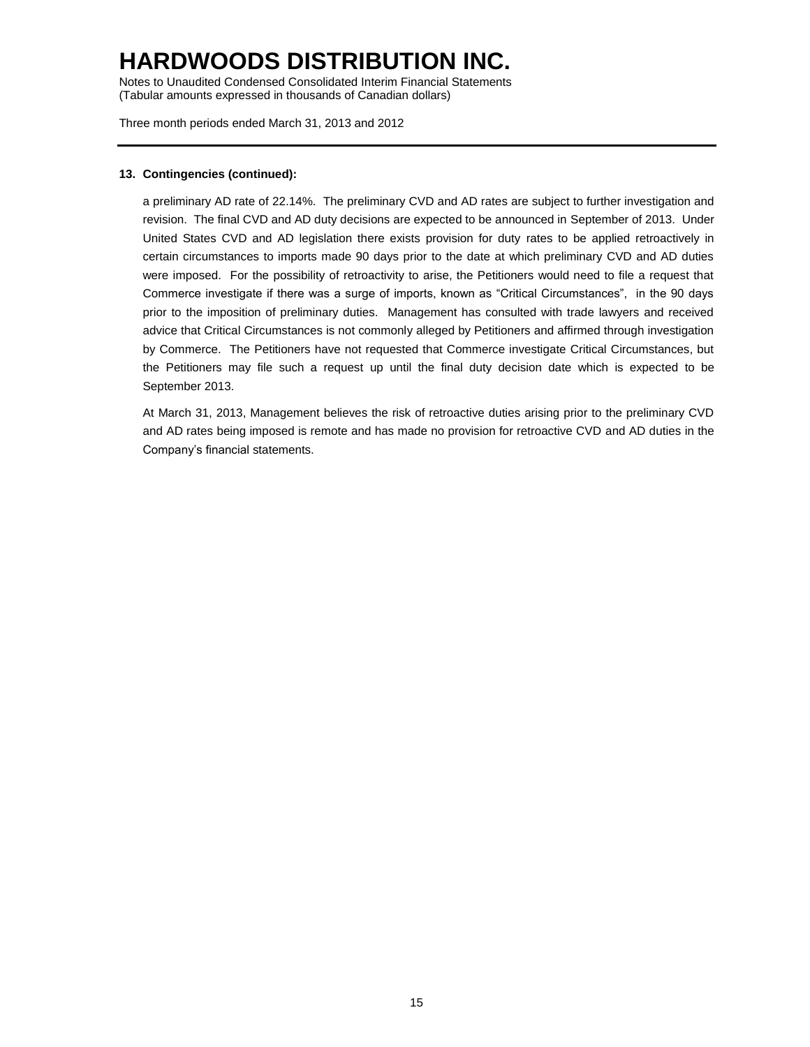**13. Contingencies (continued):**

a preliminary AD rate of 22.14%. The preliminary CVD and AD rates are subject to further investigation and revision. The final CVD and AD duty decisions are expected to be announced in September of 2013. Under United States CVD and AD legislation there exists provision for duty rates to be applied retroactively in certain circumstances to imports made 90 days prior to the date at which preliminary CVD and AD duties were imposed. For the possibility of retroactivity to arise, the Petitioners would need to file a request that Commerce investigate if there was a surge of imports, known as "Critical Circumstances", in the 90 days prior to the imposition of preliminary duties. Management has consulted with trade lawyers and received advice that Critical Circumstances is not commonly alleged by Petitioners and affirmed through investigation by Commerce. The Petitioners have not requested that Commerce investigate Critical Circumstances, but the Petitioners may file such a request up until the final duty decision date which is expected to be September 2013.

At March 31, 2013, Management believes the risk of retroactive duties arising prior to the preliminary CVD and AD rates being imposed is remote and has made no provision for retroactive CVD and AD duties in the Company's financial statements.